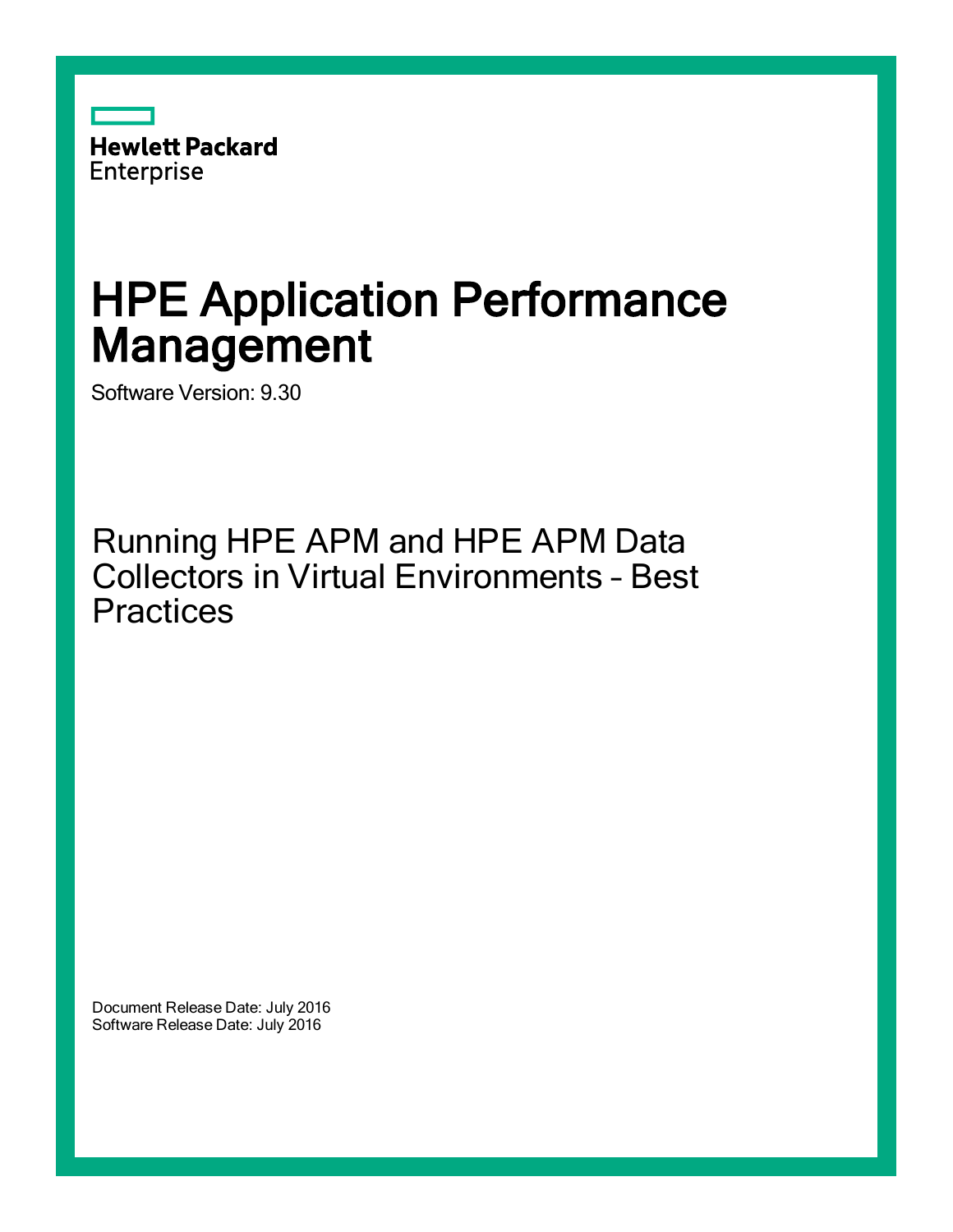Hewlett Packard Enterprise

# HPE Application Performance Management

Software Version: 9.30

## Running HPE APM and HPE APM Data Collectors in Virtual Environments – Best Practices

Document Release Date: July 2016
Software Release Date: July 2016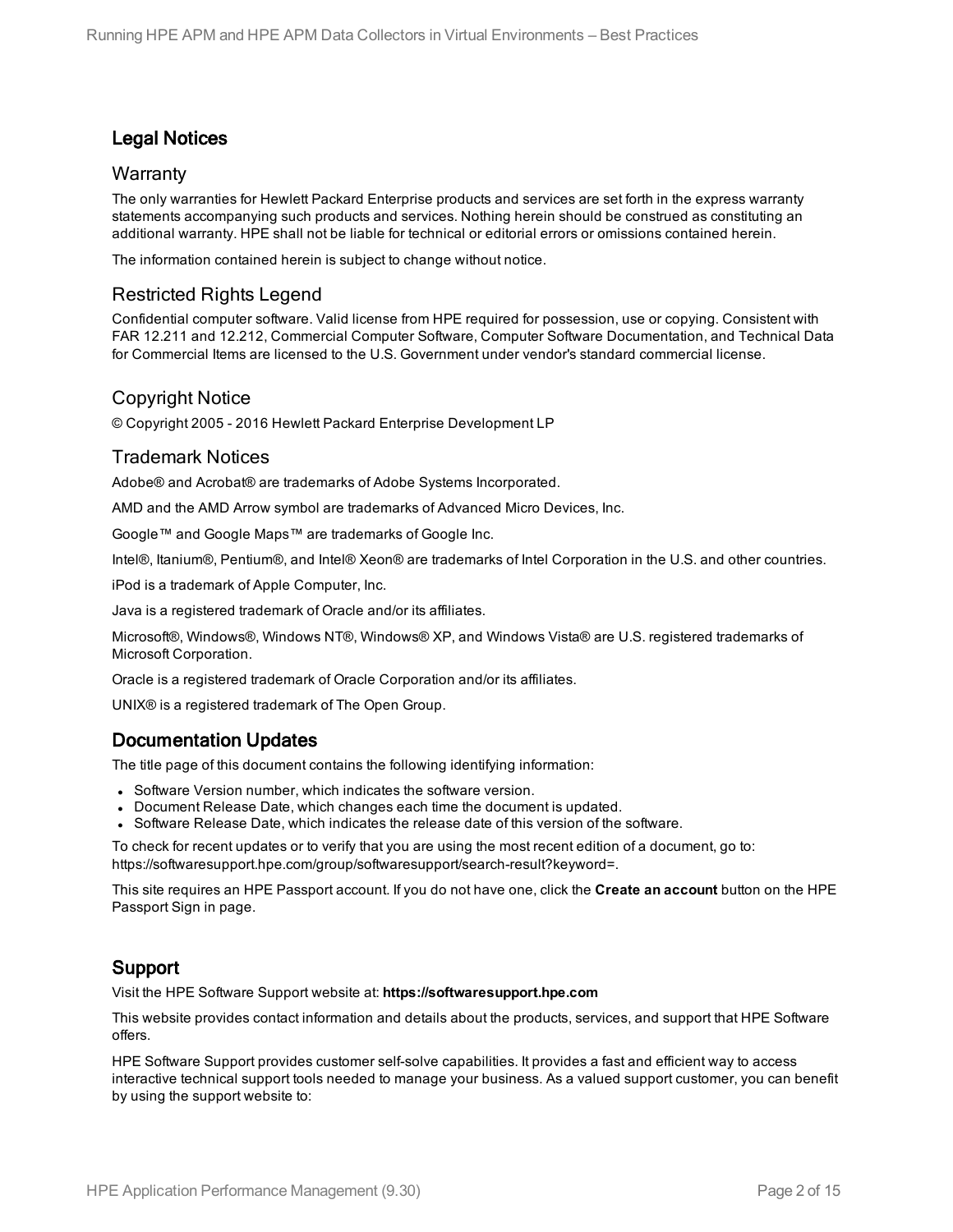## Legal Notices

### Warranty

The only warranties for Hewlett Packard Enterprise products and services are set forth in the express warranty statements accompanying such products and services. Nothing herein should be construed as constituting an additional warranty. HPE shall not be liable for technical or editorial errors or omissions contained herein.

The information contained herein is subject to change without notice.

### Restricted Rights Legend

Confidential computer software. Valid license from HPE required for possession, use or copying. Consistent with FAR 12.211 and 12.212, Commercial Computer Software, Computer Software Documentation, and Technical Data for Commercial Items are licensed to the U.S. Government under vendor's standard commercial license.

### Copyright Notice

© Copyright 2005 - 2016 Hewlett Packard Enterprise Development LP

### Trademark Notices

Adobe® and Acrobat® are trademarks of Adobe Systems Incorporated.

AMD and the AMD Arrow symbol are trademarks of Advanced Micro Devices, Inc.

Google™ and Google Maps™ are trademarks of Google Inc.

Intel®, Itanium®, Pentium®, and Intel® Xeon® are trademarks of Intel Corporation in the U.S. and other countries.

iPod is a trademark of Apple Computer, Inc.

Java is a registered trademark of Oracle and/or its affiliates.

Microsoft®, Windows®, Windows NT®, Windows® XP, and Windows Vista® are U.S. registered trademarks of Microsoft Corporation.

Oracle is a registered trademark of Oracle Corporation and/or its affiliates.

UNIX® is a registered trademark of The Open Group.

## Documentation Updates

The title page of this document contains the following identifying information:

- Software Version number, which indicates the software version.
- Document Release Date, which changes each time the document is updated.
- Software Release Date, which indicates the release date of this version of the software.

To check for recent updates or to verify that you are using the most recent edition of a document, go to: https://softwaresupport.hpe.com/group/softwaresupport/search-result?keyword=.

This site requires an HPE Passport account. If you do not have one, click the **Create an account** button on the HPE Passport Sign in page.

## Support

Visit the HPE Software Support website at: **https://softwaresupport.hpe.com**

This website provides contact information and details about the products, services, and support that HPE Software offers.

HPE Software Support provides customer self-solve capabilities. It provides a fast and efficient way to access interactive technical support tools needed to manage your business. As a valued support customer, you can benefit by using the support website to: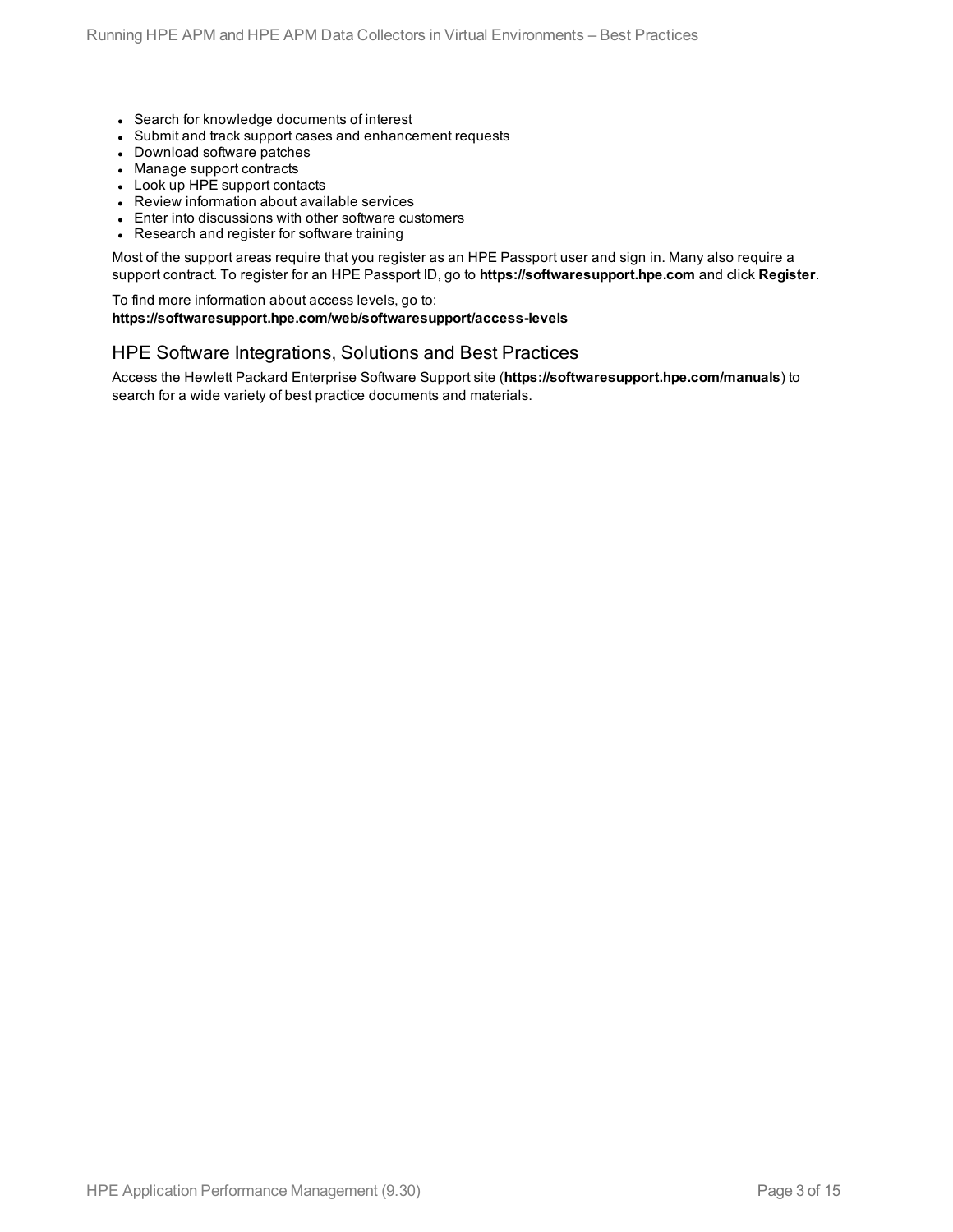- Search for knowledge documents of interest
- Submit and track support cases and enhancement requests
- Download software patches
- Manage support contracts
- Look up HPE support contacts
- Review information about available services
- Enter into discussions with other software customers
- Research and register for software training

Most of the support areas require that you register as an HPE Passport user and sign in. Many also require a support contract. To register for an HPE Passport ID, go to **https://softwaresupport.hpe.com** and click **Register**.

To find more information about access levels, go to:
**https://softwaresupport.hpe.com/web/softwaresupport/access-levels**

## HPE Software Integrations, Solutions and Best Practices

Access the Hewlett Packard Enterprise Software Support site (**https://softwaresupport.hpe.com/manuals**) to search for a wide variety of best practice documents and materials.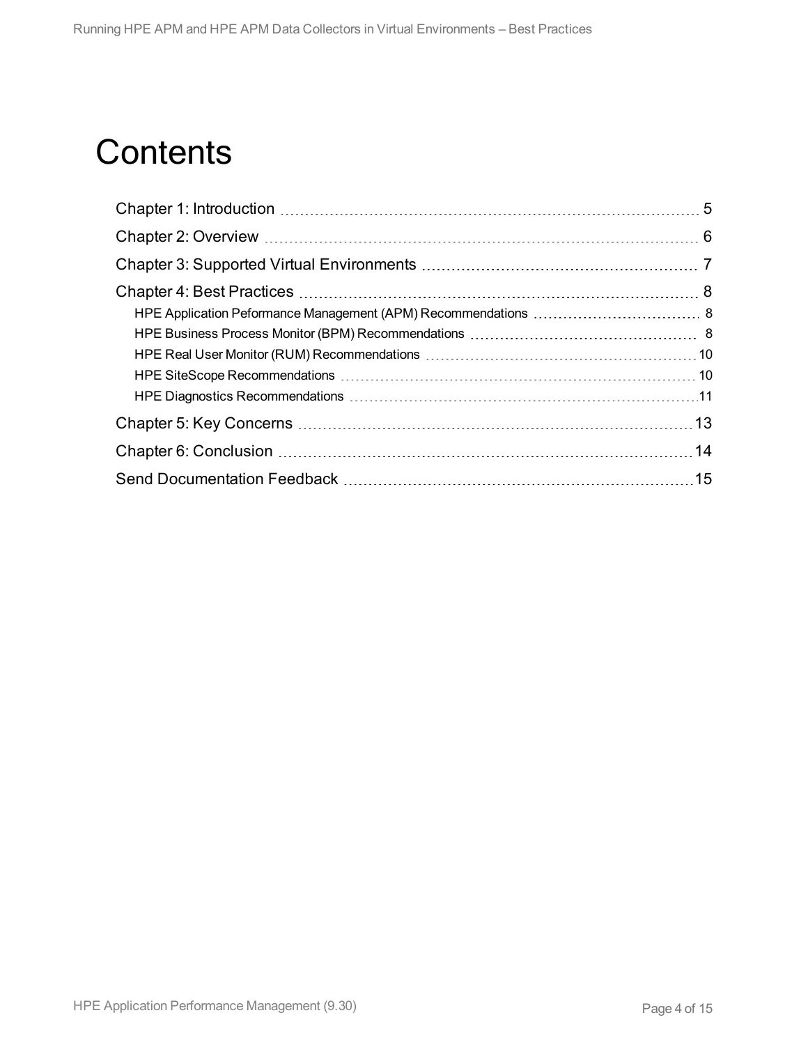# Contents

- Chapter 1: Introduction ... 5
- Chapter 2: Overview ... 6
- Chapter 3: Supported Virtual Environments ... 7
- Chapter 4: Best Practices ... 8
  - HPE Application Peformance Management (APM) Recommendations ... 8
  - HPE Business Process Monitor (BPM) Recommendations ... 8
  - HPE Real User Monitor (RUM) Recommendations ... 10
  - HPE SiteScope Recommendations ... 10
  - HPE Diagnostics Recommendations ... 11
- Chapter 5: Key Concerns ... 13
- Chapter 6: Conclusion ... 14
- Send Documentation Feedback ... 15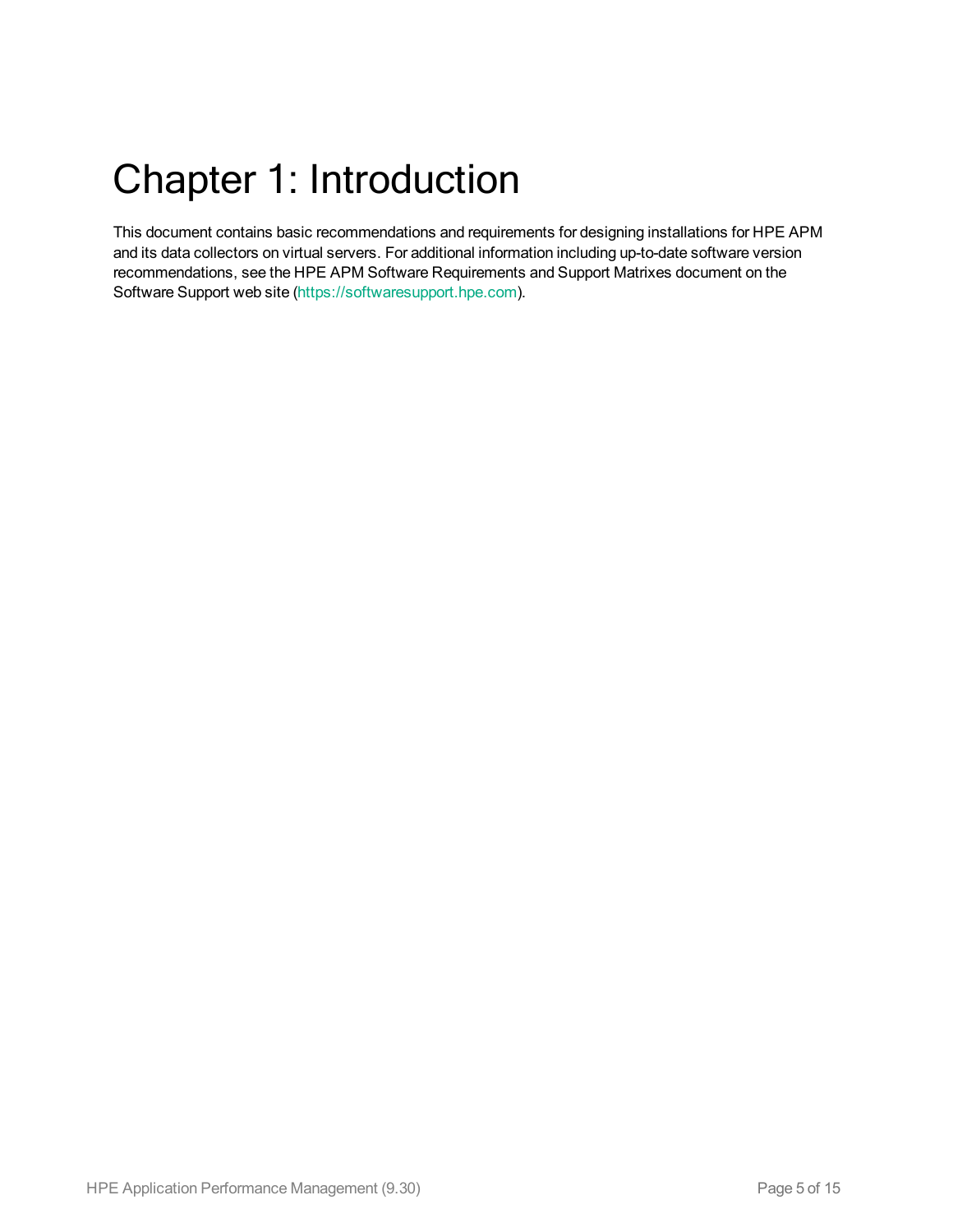# Chapter 1: Introduction

This document contains basic recommendations and requirements for designing installations for HPE APM and its data collectors on virtual servers. For additional information including up-to-date software version recommendations, see the HPE APM Software Requirements and Support Matrixes document on the Software Support web site (https://softwaresupport.hpe.com).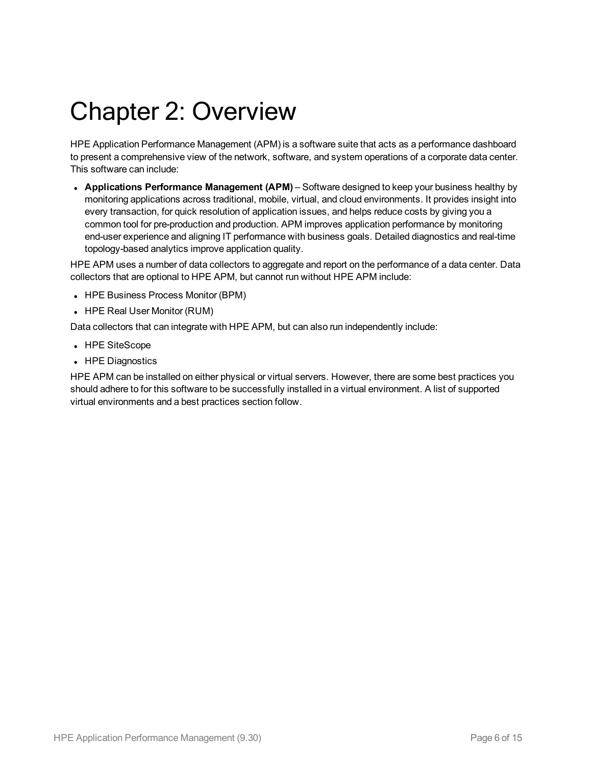# Chapter 2: Overview

HPE Application Performance Management (APM) is a software suite that acts as a performance dashboard to present a comprehensive view of the network, software, and system operations of a corporate data center. This software can include:

- **Applications Performance Management (APM)** – Software designed to keep your business healthy by monitoring applications across traditional, mobile, virtual, and cloud environments. It provides insight into every transaction, for quick resolution of application issues, and helps reduce costs by giving you a common tool for pre-production and production. APM improves application performance by monitoring end-user experience and aligning IT performance with business goals. Detailed diagnostics and real-time topology-based analytics improve application quality.

HPE APM uses a number of data collectors to aggregate and report on the performance of a data center. Data collectors that are optional to HPE APM, but cannot run without HPE APM include:

- HPE Business Process Monitor (BPM)
- HPE Real User Monitor (RUM)

Data collectors that can integrate with HPE APM, but can also run independently include:

- HPE SiteScope
- HPE Diagnostics

HPE APM can be installed on either physical or virtual servers. However, there are some best practices you should adhere to for this software to be successfully installed in a virtual environment. A list of supported virtual environments and a best practices section follow.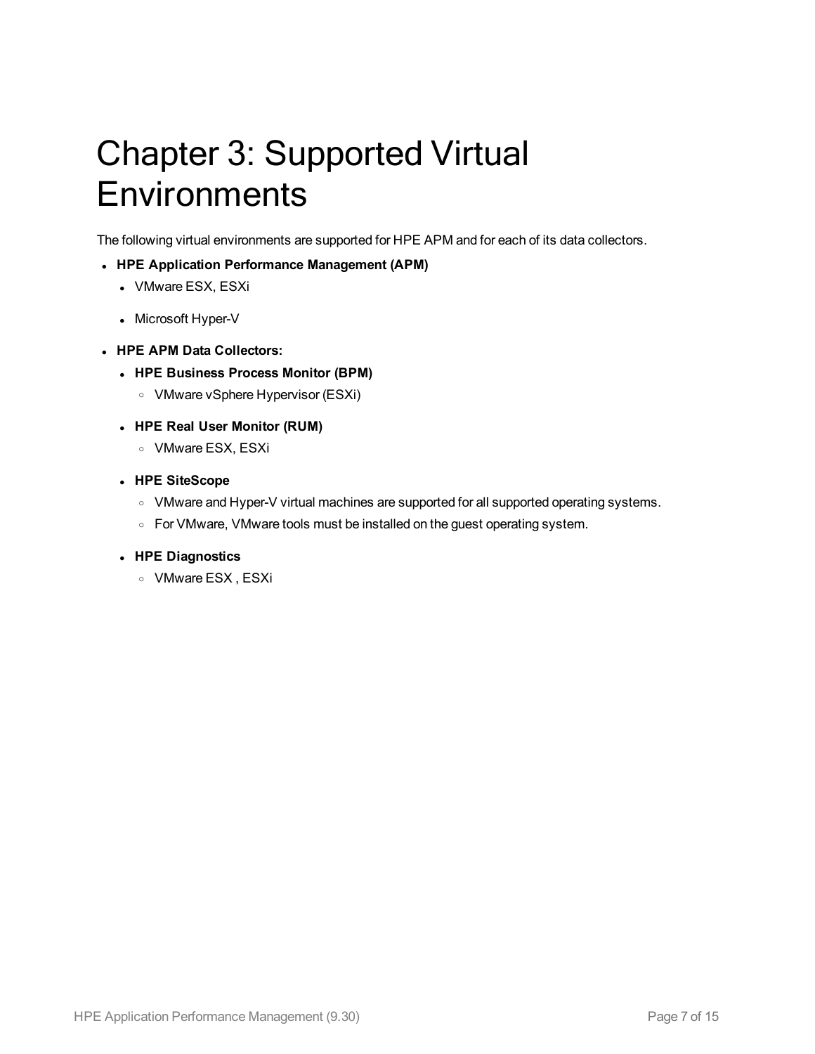# Chapter 3: Supported Virtual Environments

The following virtual environments are supported for HPE APM and for each of its data collectors.

- **HPE Application Performance Management (APM)**
  - VMware ESX, ESXi
  - Microsoft Hyper-V
- **HPE APM Data Collectors:**
  - **HPE Business Process Monitor (BPM)**
    - VMware vSphere Hypervisor (ESXi)
  - **HPE Real User Monitor (RUM)**
    - VMware ESX, ESXi
  - **HPE SiteScope**
    - VMware and Hyper-V virtual machines are supported for all supported operating systems.
    - For VMware, VMware tools must be installed on the guest operating system.
  - **HPE Diagnostics**
    - VMware ESX , ESXi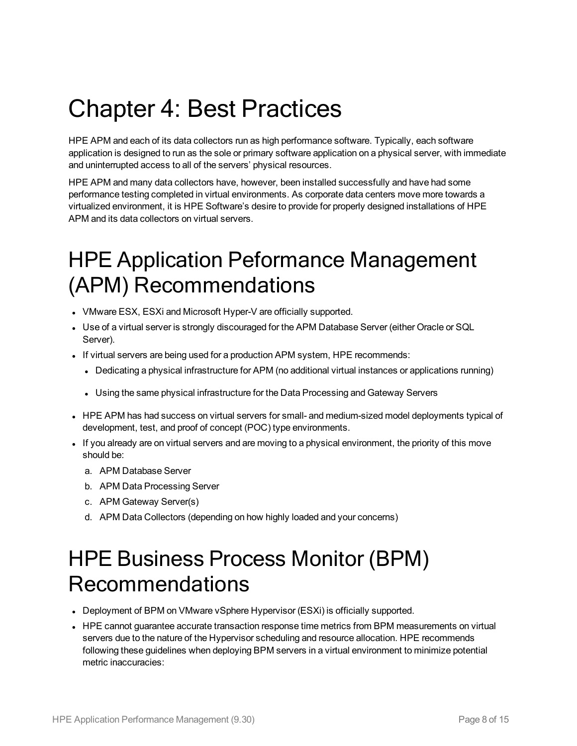# Chapter 4: Best Practices

HPE APM and each of its data collectors run as high performance software. Typically, each software application is designed to run as the sole or primary software application on a physical server, with immediate and uninterrupted access to all of the servers' physical resources.

HPE APM and many data collectors have, however, been installed successfully and have had some performance testing completed in virtual environments. As corporate data centers move more towards a virtualized environment, it is HPE Software's desire to provide for properly designed installations of HPE APM and its data collectors on virtual servers.

## HPE Application Peformance Management (APM) Recommendations

- VMware ESX, ESXi and Microsoft Hyper-V are officially supported.
- Use of a virtual server is strongly discouraged for the APM Database Server (either Oracle or SQL Server).
- If virtual servers are being used for a production APM system, HPE recommends:
  - Dedicating a physical infrastructure for APM (no additional virtual instances or applications running)
  - Using the same physical infrastructure for the Data Processing and Gateway Servers
- HPE APM has had success on virtual servers for small- and medium-sized model deployments typical of development, test, and proof of concept (POC) type environments.
- If you already are on virtual servers and are moving to a physical environment, the priority of this move should be:
  a. APM Database Server
  b. APM Data Processing Server
  c. APM Gateway Server(s)
  d. APM Data Collectors (depending on how highly loaded and your concerns)

## HPE Business Process Monitor (BPM) Recommendations

- Deployment of BPM on VMware vSphere Hypervisor (ESXi) is officially supported.
- HPE cannot guarantee accurate transaction response time metrics from BPM measurements on virtual servers due to the nature of the Hypervisor scheduling and resource allocation. HPE recommends following these guidelines when deploying BPM servers in a virtual environment to minimize potential metric inaccuracies: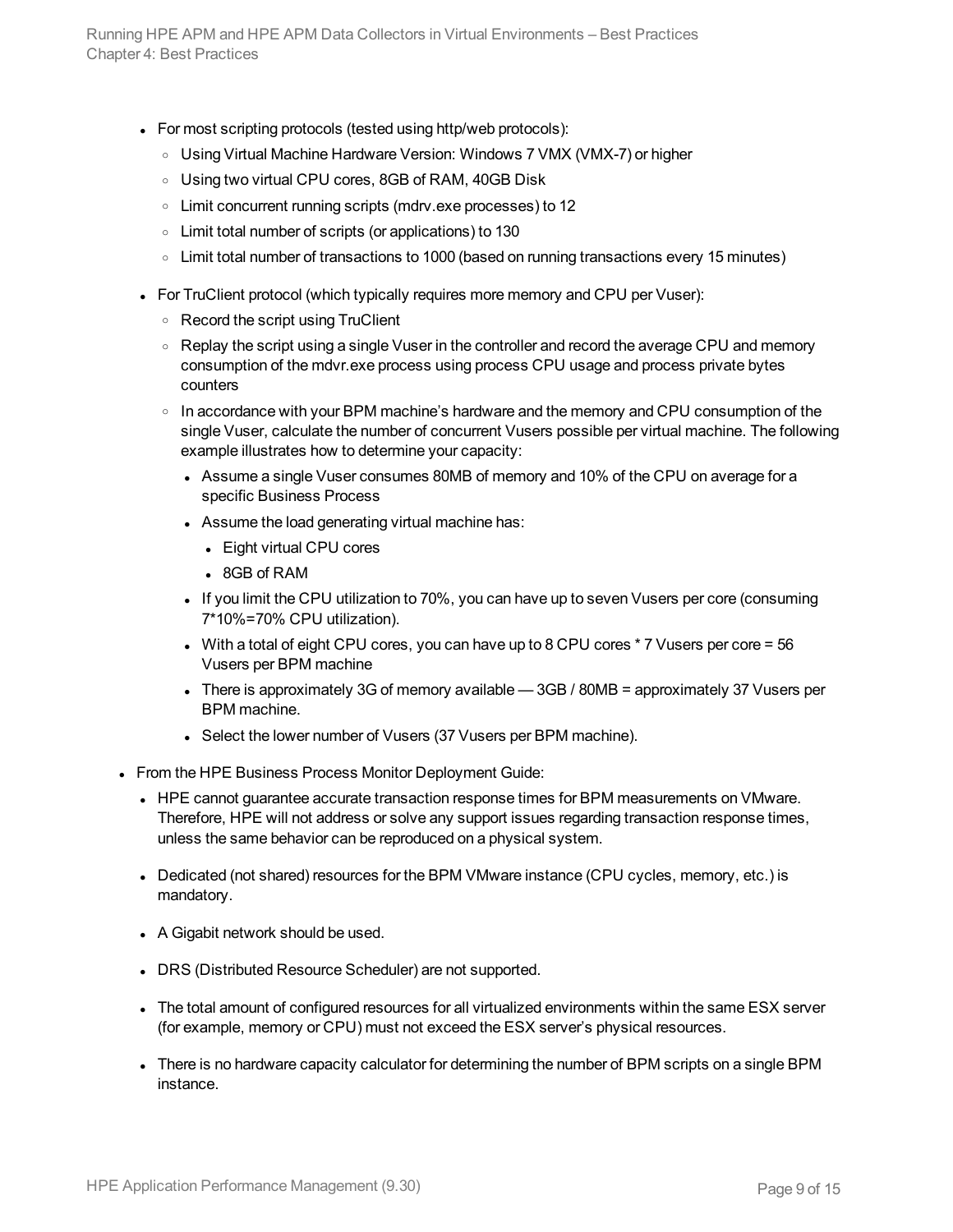- For most scripting protocols (tested using http/web protocols):
  - Using Virtual Machine Hardware Version: Windows 7 VMX (VMX-7) or higher
  - Using two virtual CPU cores, 8GB of RAM, 40GB Disk
  - Limit concurrent running scripts (mdrv.exe processes) to 12
  - Limit total number of scripts (or applications) to 130
  - Limit total number of transactions to 1000 (based on running transactions every 15 minutes)
- For TruClient protocol (which typically requires more memory and CPU per Vuser):
  - Record the script using TruClient
  - Replay the script using a single Vuser in the controller and record the average CPU and memory consumption of the mdvr.exe process using process CPU usage and process private bytes counters
  - In accordance with your BPM machine's hardware and the memory and CPU consumption of the single Vuser, calculate the number of concurrent Vusers possible per virtual machine. The following example illustrates how to determine your capacity:
    - Assume a single Vuser consumes 80MB of memory and 10% of the CPU on average for a specific Business Process
    - Assume the load generating virtual machine has:
      - Eight virtual CPU cores
      - 8GB of RAM
    - If you limit the CPU utilization to 70%, you can have up to seven Vusers per core (consuming 7*10%=70% CPU utilization).
    - With a total of eight CPU cores, you can have up to 8 CPU cores * 7 Vusers per core = 56 Vusers per BPM machine
    - There is approximately 3G of memory available — 3GB / 80MB = approximately 37 Vusers per BPM machine.
    - Select the lower number of Vusers (37 Vusers per BPM machine).

- From the HPE Business Process Monitor Deployment Guide:
  - HPE cannot guarantee accurate transaction response times for BPM measurements on VMware. Therefore, HPE will not address or solve any support issues regarding transaction response times, unless the same behavior can be reproduced on a physical system.
  - Dedicated (not shared) resources for the BPM VMware instance (CPU cycles, memory, etc.) is mandatory.
  - A Gigabit network should be used.
  - DRS (Distributed Resource Scheduler) are not supported.
  - The total amount of configured resources for all virtualized environments within the same ESX server (for example, memory or CPU) must not exceed the ESX server's physical resources.
  - There is no hardware capacity calculator for determining the number of BPM scripts on a single BPM instance.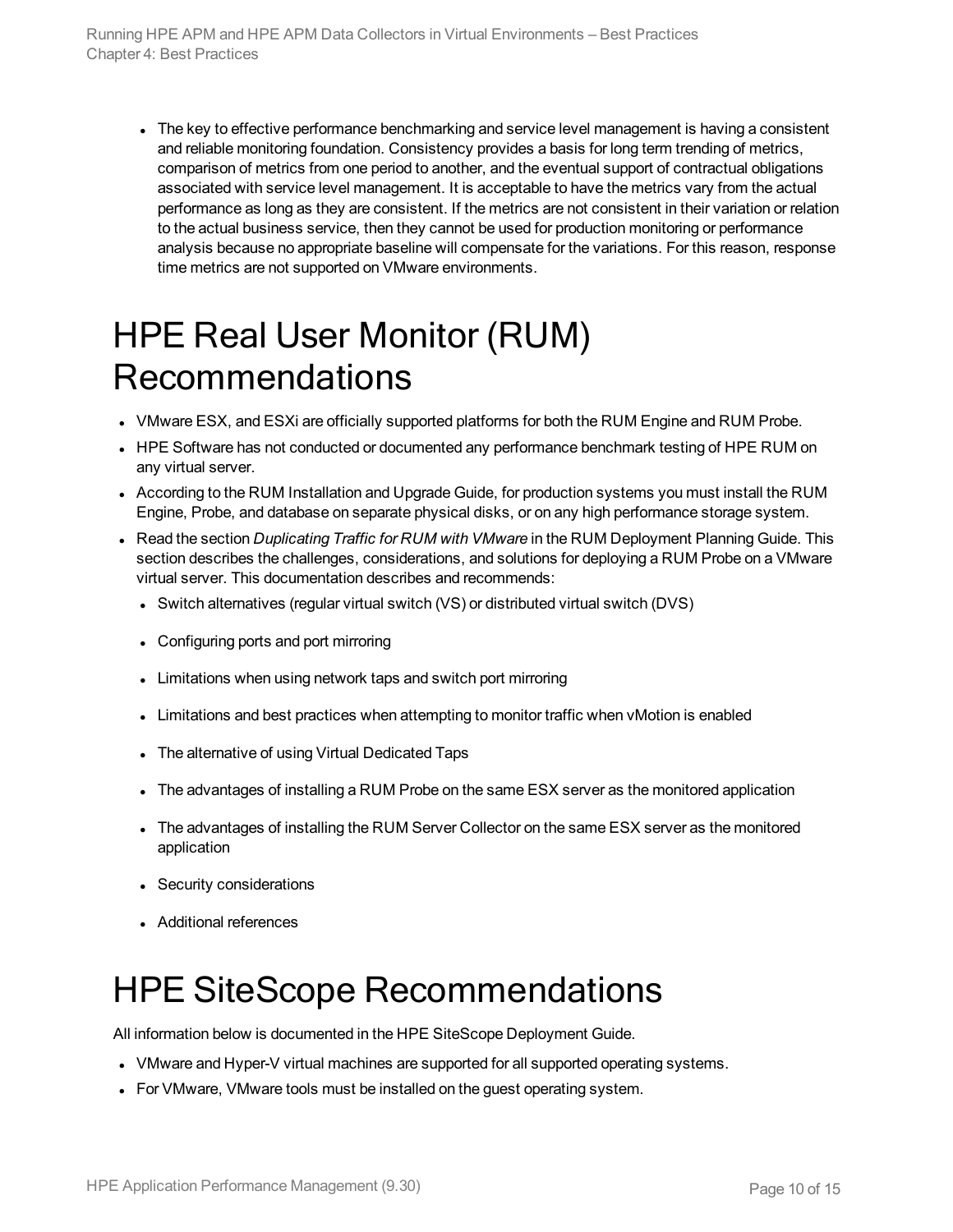- The key to effective performance benchmarking and service level management is having a consistent and reliable monitoring foundation. Consistency provides a basis for long term trending of metrics, comparison of metrics from one period to another, and the eventual support of contractual obligations associated with service level management. It is acceptable to have the metrics vary from the actual performance as long as they are consistent. If the metrics are not consistent in their variation or relation to the actual business service, then they cannot be used for production monitoring or performance analysis because no appropriate baseline will compensate for the variations. For this reason, response time metrics are not supported on VMware environments.

# HPE Real User Monitor (RUM) Recommendations

- VMware ESX, and ESXi are officially supported platforms for both the RUM Engine and RUM Probe.
- HPE Software has not conducted or documented any performance benchmark testing of HPE RUM on any virtual server.
- According to the RUM Installation and Upgrade Guide, for production systems you must install the RUM Engine, Probe, and database on separate physical disks, or on any high performance storage system.
- Read the section *Duplicating Traffic for RUM with VMware* in the RUM Deployment Planning Guide. This section describes the challenges, considerations, and solutions for deploying a RUM Probe on a VMware virtual server. This documentation describes and recommends:
  - Switch alternatives (regular virtual switch (VS) or distributed virtual switch (DVS)
  - Configuring ports and port mirroring
  - Limitations when using network taps and switch port mirroring
  - Limitations and best practices when attempting to monitor traffic when vMotion is enabled
  - The alternative of using Virtual Dedicated Taps
  - The advantages of installing a RUM Probe on the same ESX server as the monitored application
  - The advantages of installing the RUM Server Collector on the same ESX server as the monitored application
  - Security considerations
  - Additional references

# HPE SiteScope Recommendations

All information below is documented in the HPE SiteScope Deployment Guide.

- VMware and Hyper-V virtual machines are supported for all supported operating systems.
- For VMware, VMware tools must be installed on the guest operating system.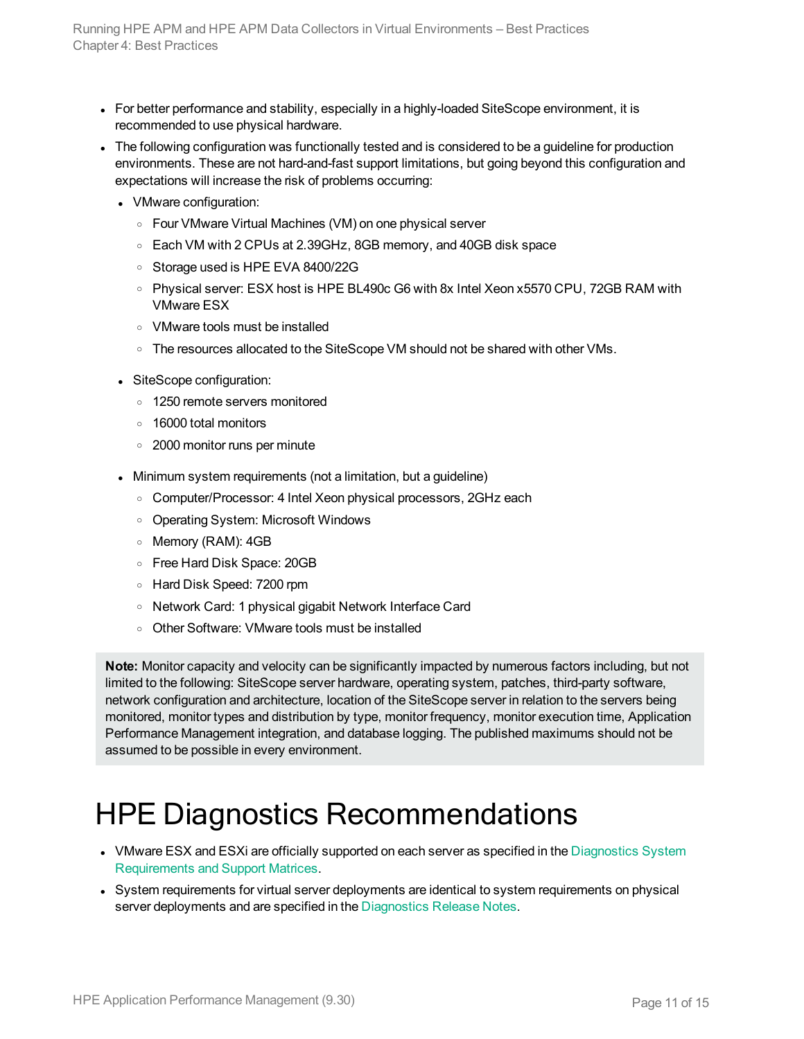- For better performance and stability, especially in a highly-loaded SiteScope environment, it is recommended to use physical hardware.
- The following configuration was functionally tested and is considered to be a guideline for production environments. These are not hard-and-fast support limitations, but going beyond this configuration and expectations will increase the risk of problems occurring:
  - VMware configuration:
    - Four VMware Virtual Machines (VM) on one physical server
    - Each VM with 2 CPUs at 2.39GHz, 8GB memory, and 40GB disk space
    - Storage used is HPE EVA 8400/22G
    - Physical server: ESX host is HPE BL490c G6 with 8x Intel Xeon x5570 CPU, 72GB RAM with VMware ESX
    - VMware tools must be installed
    - The resources allocated to the SiteScope VM should not be shared with other VMs.
  - SiteScope configuration:
    - 1250 remote servers monitored
    - 16000 total monitors
    - 2000 monitor runs per minute
  - Minimum system requirements (not a limitation, but a guideline)
    - Computer/Processor: 4 Intel Xeon physical processors, 2GHz each
    - Operating System: Microsoft Windows
    - Memory (RAM): 4GB
    - Free Hard Disk Space: 20GB
    - Hard Disk Speed: 7200 rpm
    - Network Card: 1 physical gigabit Network Interface Card
    - Other Software: VMware tools must be installed

> **Note:** Monitor capacity and velocity can be significantly impacted by numerous factors including, but not limited to the following: SiteScope server hardware, operating system, patches, third-party software, network configuration and architecture, location of the SiteScope server in relation to the servers being monitored, monitor types and distribution by type, monitor frequency, monitor execution time, Application Performance Management integration, and database logging. The published maximums should not be assumed to be possible in every environment.

# HPE Diagnostics Recommendations

- VMware ESX and ESXi are officially supported on each server as specified in the Diagnostics System Requirements and Support Matrices.
- System requirements for virtual server deployments are identical to system requirements on physical server deployments and are specified in the Diagnostics Release Notes.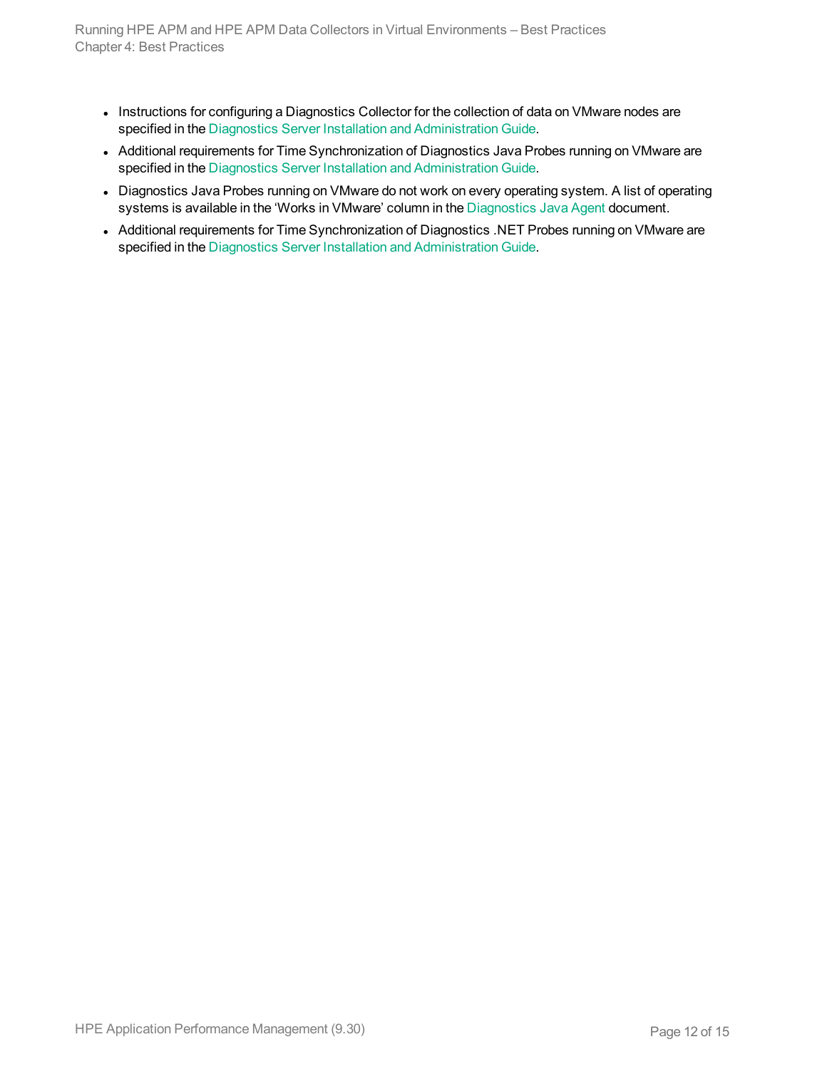- Instructions for configuring a Diagnostics Collector for the collection of data on VMware nodes are specified in the Diagnostics Server Installation and Administration Guide.
- Additional requirements for Time Synchronization of Diagnostics Java Probes running on VMware are specified in the Diagnostics Server Installation and Administration Guide.
- Diagnostics Java Probes running on VMware do not work on every operating system. A list of operating systems is available in the 'Works in VMware' column in the Diagnostics Java Agent document.
- Additional requirements for Time Synchronization of Diagnostics .NET Probes running on VMware are specified in the Diagnostics Server Installation and Administration Guide.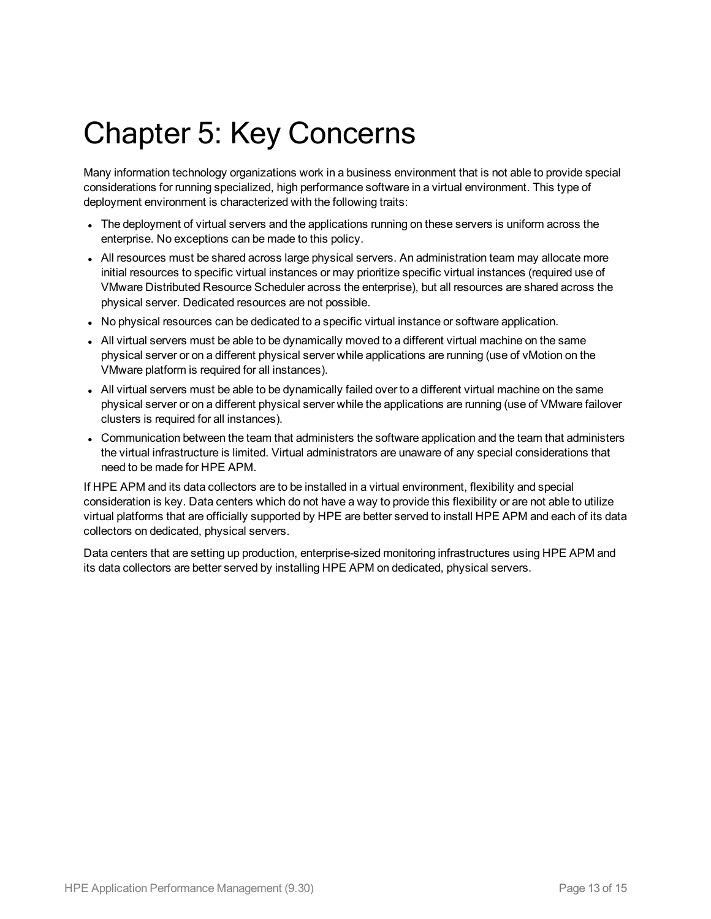# Chapter 5: Key Concerns

Many information technology organizations work in a business environment that is not able to provide special considerations for running specialized, high performance software in a virtual environment. This type of deployment environment is characterized with the following traits:

- The deployment of virtual servers and the applications running on these servers is uniform across the enterprise. No exceptions can be made to this policy.
- All resources must be shared across large physical servers. An administration team may allocate more initial resources to specific virtual instances or may prioritize specific virtual instances (required use of VMware Distributed Resource Scheduler across the enterprise), but all resources are shared across the physical server. Dedicated resources are not possible.
- No physical resources can be dedicated to a specific virtual instance or software application.
- All virtual servers must be able to be dynamically moved to a different virtual machine on the same physical server or on a different physical server while applications are running (use of vMotion on the VMware platform is required for all instances).
- All virtual servers must be able to be dynamically failed over to a different virtual machine on the same physical server or on a different physical server while the applications are running (use of VMware failover clusters is required for all instances).
- Communication between the team that administers the software application and the team that administers the virtual infrastructure is limited. Virtual administrators are unaware of any special considerations that need to be made for HPE APM.

If HPE APM and its data collectors are to be installed in a virtual environment, flexibility and special consideration is key. Data centers which do not have a way to provide this flexibility or are not able to utilize virtual platforms that are officially supported by HPE are better served to install HPE APM and each of its data collectors on dedicated, physical servers.

Data centers that are setting up production, enterprise-sized monitoring infrastructures using HPE APM and its data collectors are better served by installing HPE APM on dedicated, physical servers.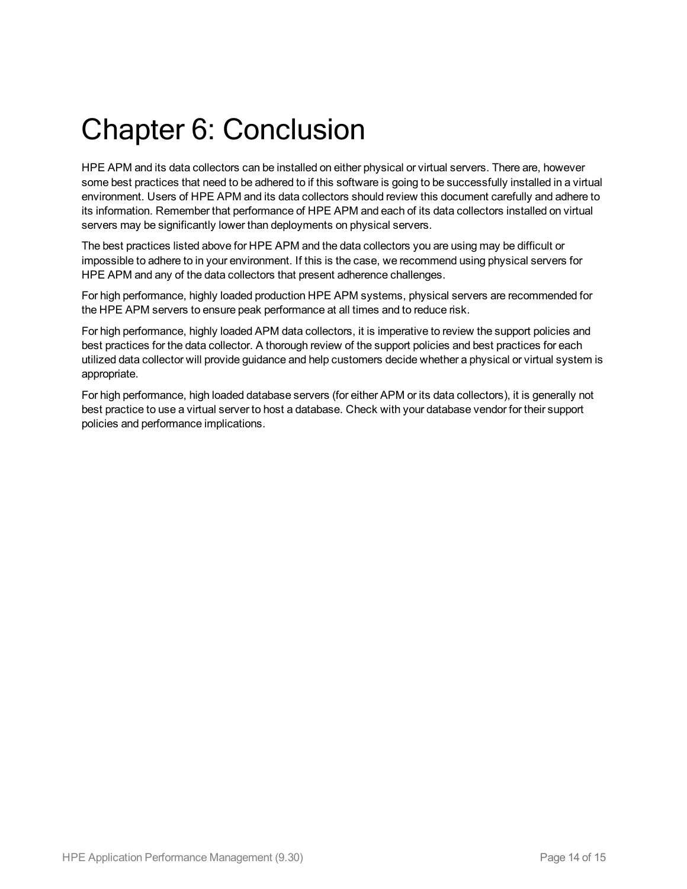# Chapter 6: Conclusion

HPE APM and its data collectors can be installed on either physical or virtual servers. There are, however some best practices that need to be adhered to if this software is going to be successfully installed in a virtual environment. Users of HPE APM and its data collectors should review this document carefully and adhere to its information. Remember that performance of HPE APM and each of its data collectors installed on virtual servers may be significantly lower than deployments on physical servers.

The best practices listed above for HPE APM and the data collectors you are using may be difficult or impossible to adhere to in your environment. If this is the case, we recommend using physical servers for HPE APM and any of the data collectors that present adherence challenges.

For high performance, highly loaded production HPE APM systems, physical servers are recommended for the HPE APM servers to ensure peak performance at all times and to reduce risk.

For high performance, highly loaded APM data collectors, it is imperative to review the support policies and best practices for the data collector. A thorough review of the support policies and best practices for each utilized data collector will provide guidance and help customers decide whether a physical or virtual system is appropriate.

For high performance, high loaded database servers (for either APM or its data collectors), it is generally not best practice to use a virtual server to host a database. Check with your database vendor for their support policies and performance implications.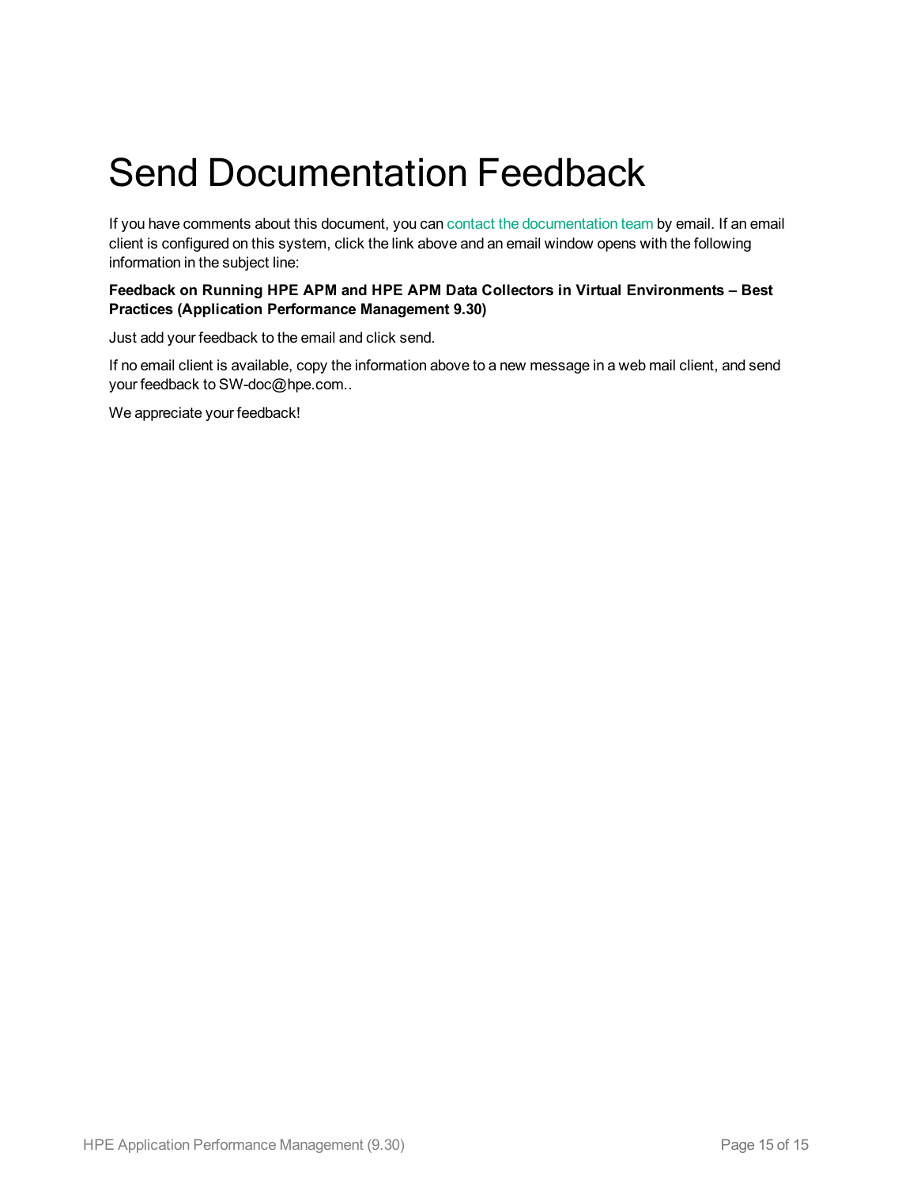# Send Documentation Feedback

If you have comments about this document, you can contact the documentation team by email. If an email client is configured on this system, click the link above and an email window opens with the following information in the subject line:

**Feedback on Running HPE APM and HPE APM Data Collectors in Virtual Environments – Best Practices (Application Performance Management 9.30)**

Just add your feedback to the email and click send.

If no email client is available, copy the information above to a new message in a web mail client, and send your feedback to SW-doc@hpe.com..

We appreciate your feedback!